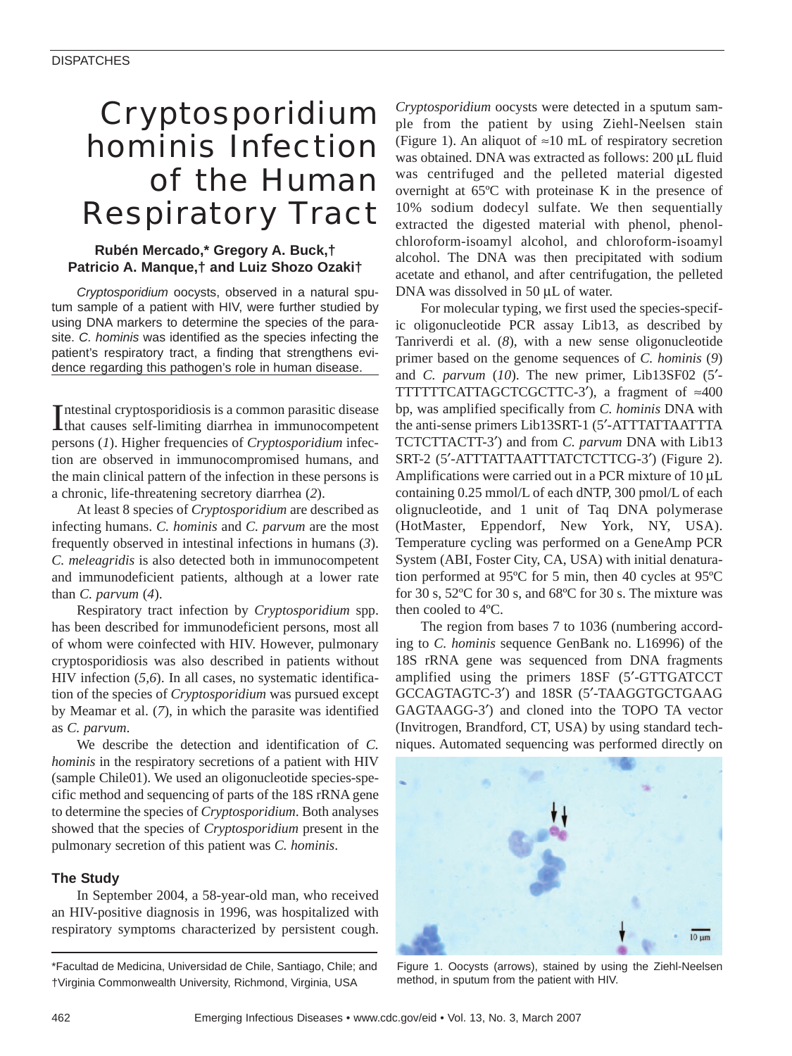DISPATCHES

# *Cryptosporidium hominis* Infection of the Human Respiratory Tract

**Rubén Mercado,\* Gregory A. Buck,† Patricio A. Manque,† and Luiz Shozo Ozaki†**

*Cryptosporidium* oocysts, observed in a natural sputum sample of a patient with HIV, were further studied by using DNA markers to determine the species of the parasite. *C. hominis* was identified as the species infecting the patient's respiratory tract, a finding that strengthens evidence regarding this pathogen's role in human disease.

Intestinal cryptosporidiosis is a common parasitic disease that causes self-limiting diarrhea in immunocompetent persons (*1*). Higher frequencies of *Cryptosporidium* infection are observed in immunocompromised humans, and the main clinical pattern of the infection in these persons is a chronic, life-threatening secretory diarrhea (*2*).

At least 8 species of *Cryptosporidium* are described as infecting humans. *C. hominis* and *C. parvum* are the most frequently observed in intestinal infections in humans (*3*). *C. meleagridis* is also detected both in immunocompetent and immunodeficient patients, although at a lower rate than *C. parvum* (*4*).

Respiratory tract infection by *Cryptosporidium* spp. has been described for immunodeficient persons, most all of whom were coinfected with HIV. However, pulmonary cryptosporidiosis was also described in patients without HIV infection (*5,6*). In all cases, no systematic identification of the species of *Cryptosporidium* was pursued except by Meamar et al. (*7*), in which the parasite was identified as *C. parvum*.

We describe the detection and identification of *C. hominis* in the respiratory secretions of a patient with HIV (sample Chile01). We used an oligonucleotide species-specific method and sequencing of parts of the 18S rRNA gene to determine the species of *Cryptosporidium*. Both analyses showed that the species of *Cryptosporidium* present in the pulmonary secretion of this patient was *C. hominis*.

## The Study

In September 2004, a 58-year-old man, who received an HIV-positive diagnosis in 1996, was hospitalized with respiratory symptoms characterized by persistent cough. *Cryptosporidium* oocysts were detected in a sputum sample from the patient by using Ziehl-Neelsen stain (Figure 1). An aliquot of ≈10 mL of respiratory secretion was obtained. DNA was extracted as follows: 200 µL fluid was centrifuged and the pelleted material digested overnight at 65ºC with proteinase K in the presence of 10% sodium dodecyl sulfate. We then sequentially extracted the digested material with phenol, phenol-chloroform-isoamyl alcohol, and chloroform-isoamyl alcohol. The DNA was then precipitated with sodium acetate and ethanol, and after centrifugation, the pelleted DNA was dissolved in 50 µL of water.

For molecular typing, we first used the species-specific oligonucleotide PCR assay Lib13, as described by Tanriverdi et al. (*8*), with a new sense oligonucleotide primer based on the genome sequences of *C. hominis* (*9*) and *C. parvum* (*10*). The new primer, Lib13SF02 (5′-TTTTTTCATTAGCTCGCTTC-3′), a fragment of ≈400 bp, was amplified specifically from *C. hominis* DNA with the anti-sense primers Lib13SRT-1 (5′-ATTTATTAATTTATCTCTTACTT-3′) and from *C. parvum* DNA with Lib13 SRT-2 (5′-ATTTATTAATTTATCTCTTCG-3′) (Figure 2). Amplifications were carried out in a PCR mixture of 10 µL containing 0.25 mmol/L of each dNTP, 300 pmol/L of each olignucleotide, and 1 unit of Taq DNA polymerase (HotMaster, Eppendorf, New York, NY, USA). Temperature cycling was performed on a GeneAmp PCR System (ABI, Foster City, CA, USA) with initial denaturation performed at 95ºC for 5 min, then 40 cycles at 95ºC for 30 s, 52ºC for 30 s, and 68ºC for 30 s. The mixture was then cooled to 4ºC.

The region from bases 7 to 1036 (numbering according to *C. hominis* sequence GenBank no. L16996) of the 18S rRNA gene was sequenced from DNA fragments amplified using the primers 18SF (5′-GTTGATCCTGCCAGTAGTC-3′) and 18SR (5′-TAAGGTGCTGAAGGAGTAAGG-3′) and cloned into the TOPO TA vector (Invitrogen, Brandford, CT, USA) by using standard techniques. Automated sequencing was performed directly on

Figure 1. Oocysts (arrows), stained by using the Ziehl-Neelsen method, in sputum from the patient with HIV.

\*Facultad de Medicina, Universidad de Chile, Santiago, Chile; and †Virginia Commonwealth University, Richmond, Virginia, USA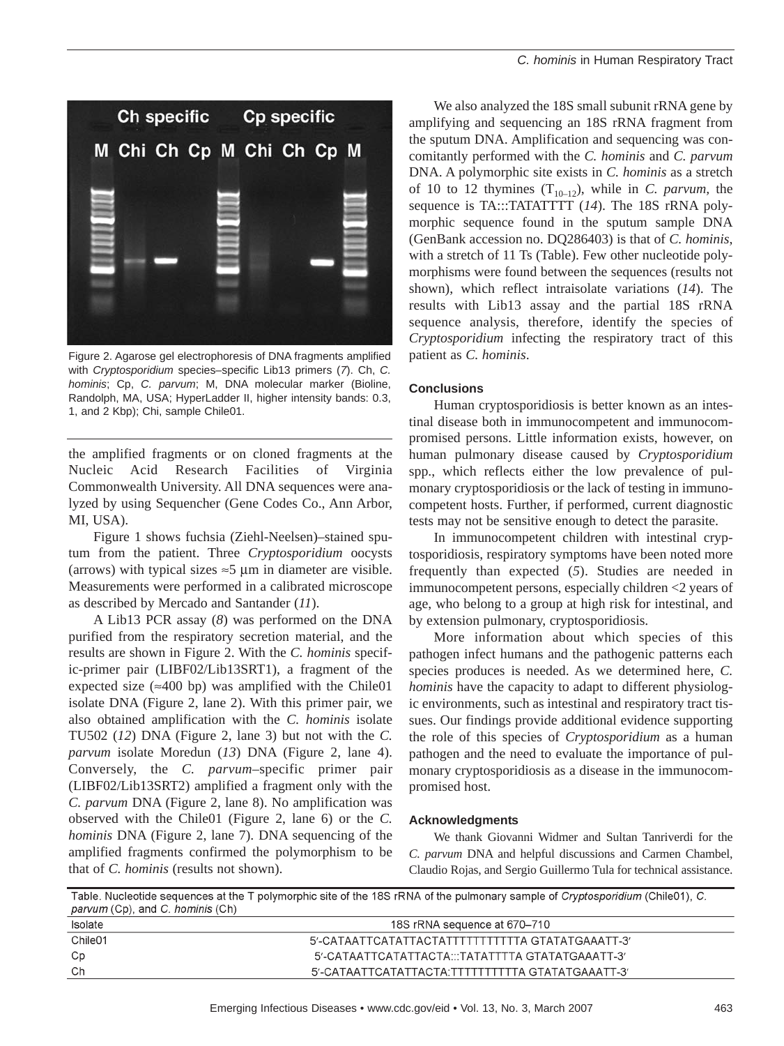Figure 2. Agarose gel electrophoresis of DNA fragments amplified with *Cryptosporidium* species–specific Lib13 primers (*7*). Ch, *C. hominis*; Cp, *C. parvum*; M, DNA molecular marker (Bioline, Randolph, MA, USA; HyperLadder II, higher intensity bands: 0.3, 1, and 2 Kbp); Chi, sample Chile01.

the amplified fragments or on cloned fragments at the Nucleic Acid Research Facilities of Virginia Commonwealth University. All DNA sequences were analyzed by using Sequencher (Gene Codes Co., Ann Arbor, MI, USA).

Figure 1 shows fuchsia (Ziehl-Neelsen)–stained sputum from the patient. Three *Cryptosporidium* oocysts (arrows) with typical sizes ≈5 μm in diameter are visible. Measurements were performed in a calibrated microscope as described by Mercado and Santander (*11*).

A Lib13 PCR assay (*8*) was performed on the DNA purified from the respiratory secretion material, and the results are shown in Figure 2. With the *C. hominis* specific-primer pair (LIBF02/Lib13SRT1), a fragment of the expected size (≈400 bp) was amplified with the Chile01 isolate DNA (Figure 2, lane 2). With this primer pair, we also obtained amplification with the *C. hominis* isolate TU502 (*12*) DNA (Figure 2, lane 3) but not with the *C. parvum* isolate Moredun (*13*) DNA (Figure 2, lane 4). Conversely, the *C. parvum*–specific primer pair (LIBF02/Lib13SRT2) amplified a fragment only with the *C. parvum* DNA (Figure 2, lane 8). No amplification was observed with the Chile01 (Figure 2, lane 6) or the *C. hominis* DNA (Figure 2, lane 7). DNA sequencing of the amplified fragments confirmed the polymorphism to be that of *C. hominis* (results not shown).

We also analyzed the 18S small subunit rRNA gene by amplifying and sequencing an 18S rRNA fragment from the sputum DNA. Amplification and sequencing was concomitantly performed with the *C. hominis* and *C. parvum* DNA. A polymorphic site exists in *C. hominis* as a stretch of 10 to 12 thymines ($T_{10–12}$), while in *C. parvum*, the sequence is TA:::TATATTTT (*14*). The 18S rRNA polymorphic sequence found in the sputum sample DNA (GenBank accession no. DQ286403) is that of *C. hominis*, with a stretch of 11 Ts (Table). Few other nucleotide polymorphisms were found between the sequences (results not shown), which reflect intraisolate variations (*14*). The results with Lib13 assay and the partial 18S rRNA sequence analysis, therefore, identify the species of *Cryptosporidium* infecting the respiratory tract of this patient as *C. hominis*.

### Conclusions

Human cryptosporidiosis is better known as an intestinal disease both in immunocompetent and immunocompromised persons. Little information exists, however, on human pulmonary disease caused by *Cryptosporidium* spp., which reflects either the low prevalence of pulmonary cryptosporidiosis or the lack of testing in immunocompetent hosts. Further, if performed, current diagnostic tests may not be sensitive enough to detect the parasite.

In immunocompetent children with intestinal cryptosporidiosis, respiratory symptoms have been noted more frequently than expected (*5*). Studies are needed in immunocompetent persons, especially children <2 years of age, who belong to a group at high risk for intestinal, and by extension pulmonary, cryptosporidiosis.

More information about which species of this pathogen infect humans and the pathogenic patterns each species produces is needed. As we determined here, *C. hominis* have the capacity to adapt to different physiologic environments, such as intestinal and respiratory tract tissues. Our findings provide additional evidence supporting the role of this species of *Cryptosporidium* as a human pathogen and the need to evaluate the importance of pulmonary cryptosporidiosis as a disease in the immunocompromised host.

### Acknowledgments

We thank Giovanni Widmer and Sultan Tanriverdi for the *C. parvum* DNA and helpful discussions and Carmen Chambel, Claudio Rojas, and Sergio Guillermo Tula for technical assistance.

Table. Nucleotide sequences at the T polymorphic site of the 18S rRNA of the pulmonary sample of *Cryptosporidium* (Chile01), *C. parvum* (Cp), and *C. hominis* (Ch)

| Isolate | 18S rRNA sequence at 670–710 |
|---|---|
| Chile01 | 5′-CATAATTCATATTACTATTTTTTTTTTTA GTATATGAAATT-3′ |
| Cp | 5′-CATAATTCATATTACTA:::TATATTTTA GTATATGAAATT-3′ |
| Ch | 5′-CATAATTCATATTACTA:TTTTTTTTTTA GTATATGAAATT-3′ |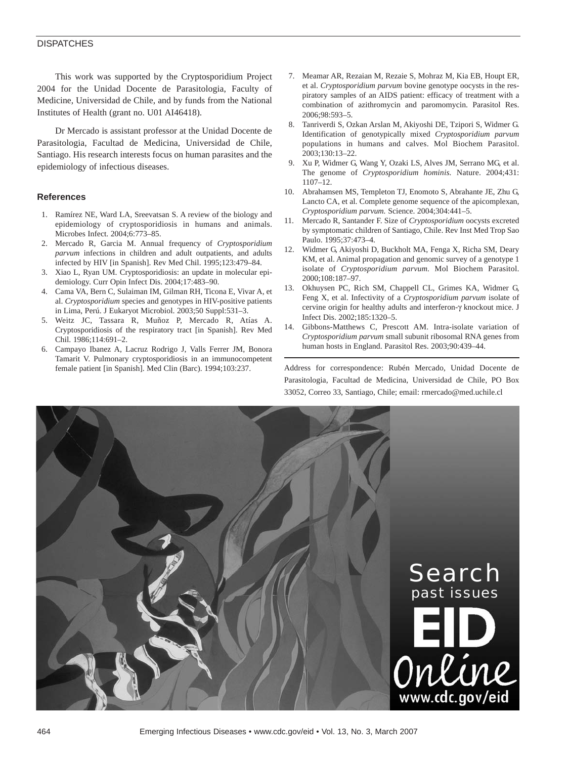This work was supported by the Cryptosporidium Project 2004 for the Unidad Docente de Parasitologia, Faculty of Medicine, Universidad de Chile, and by funds from the National Institutes of Health (grant no. U01 AI46418).

Dr Mercado is assistant professor at the Unidad Docente de Parasitologia, Facultad de Medicina, Universidad de Chile, Santiago. His research interests focus on human parasites and the epidemiology of infectious diseases.

### References

1. Ramírez NE, Ward LA, Sreevatsan S. A review of the biology and epidemiology of cryptosporidiosis in humans and animals. Microbes Infect. 2004;6:773–85.
2. Mercado R, Garcia M. Annual frequency of *Cryptosporidium parvum* infections in children and adult outpatients, and adults infected by HIV [in Spanish]. Rev Med Chil. 1995;123:479–84.
3. Xiao L, Ryan UM. Cryptosporidiosis: an update in molecular epidemiology. Curr Opin Infect Dis. 2004;17:483–90.
4. Cama VA, Bern C, Sulaiman IM, Gilman RH, Ticona E, Vivar A, et al. *Cryptosporidium* species and genotypes in HIV-positive patients in Lima, Perú. J Eukaryot Microbiol. 2003;50 Suppl:531–3.
5. Weitz JC, Tassara R, Muñoz P, Mercado R, Atías A. Cryptosporidiosis of the respiratory tract [in Spanish]. Rev Med Chil. 1986;114:691–2.
6. Campayo Ibanez A, Lacruz Rodrigo J, Valls Ferrer JM, Bonora Tamarit V. Pulmonary cryptosporidiosis in an immunocompetent female patient [in Spanish]. Med Clin (Barc). 1994;103:237.
7. Meamar AR, Rezaian M, Rezaie S, Mohraz M, Kia EB, Houpt ER, et al. *Cryptosporidium parvum* bovine genotype oocysts in the respiratory samples of an AIDS patient: efficacy of treatment with a combination of azithromycin and paromomycin. Parasitol Res. 2006;98:593–5.
8. Tanriverdi S, Ozkan Arslan M, Akiyoshi DE, Tzipori S, Widmer G. Identification of genotypically mixed *Cryptosporidium parvum* populations in humans and calves. Mol Biochem Parasitol. 2003;130:13–22.
9. Xu P, Widmer G, Wang Y, Ozaki LS, Alves JM, Serrano MG, et al. The genome of *Cryptosporidium hominis.* Nature. 2004;431: 1107–12.
10. Abrahamsen MS, Templeton TJ, Enomoto S, Abrahante JE, Zhu G, Lancto CA, et al. Complete genome sequence of the apicomplexan, *Cryptosporidium parvum.* Science. 2004;304:441–5.
11. Mercado R, Santander F. Size of *Cryptosporidium* oocysts excreted by symptomatic children of Santiago, Chile. Rev Inst Med Trop Sao Paulo. 1995;37:473–4.
12. Widmer G, Akiyoshi D, Buckholt MA, Fenga X, Richa SM, Deary KM, et al. Animal propagation and genomic survey of a genotype 1 isolate of *Cryptosporidium parvum.* Mol Biochem Parasitol. 2000;108:187–97.
13. Okhuysen PC, Rich SM, Chappell CL, Grimes KA, Widmer G, Feng X, et al. Infectivity of a *Cryptosporidium parvum* isolate of cervine origin for healthy adults and interferon-γ knockout mice. J Infect Dis. 2002;185:1320–5.
14. Gibbons-Matthews C, Prescott AM. Intra-isolate variation of *Cryptosporidium parvum* small subunit ribosomal RNA genes from human hosts in England. Parasitol Res. 2003;90:439–44.

Address for correspondence: Rubén Mercado, Unidad Docente de Parasitologia, Facultad de Medicina, Universidad de Chile, PO Box 33052, Correo 33, Santiago, Chile; email: rmercado@med.uchile.cl

Search past issues EID Online www.cdc.gov/eid